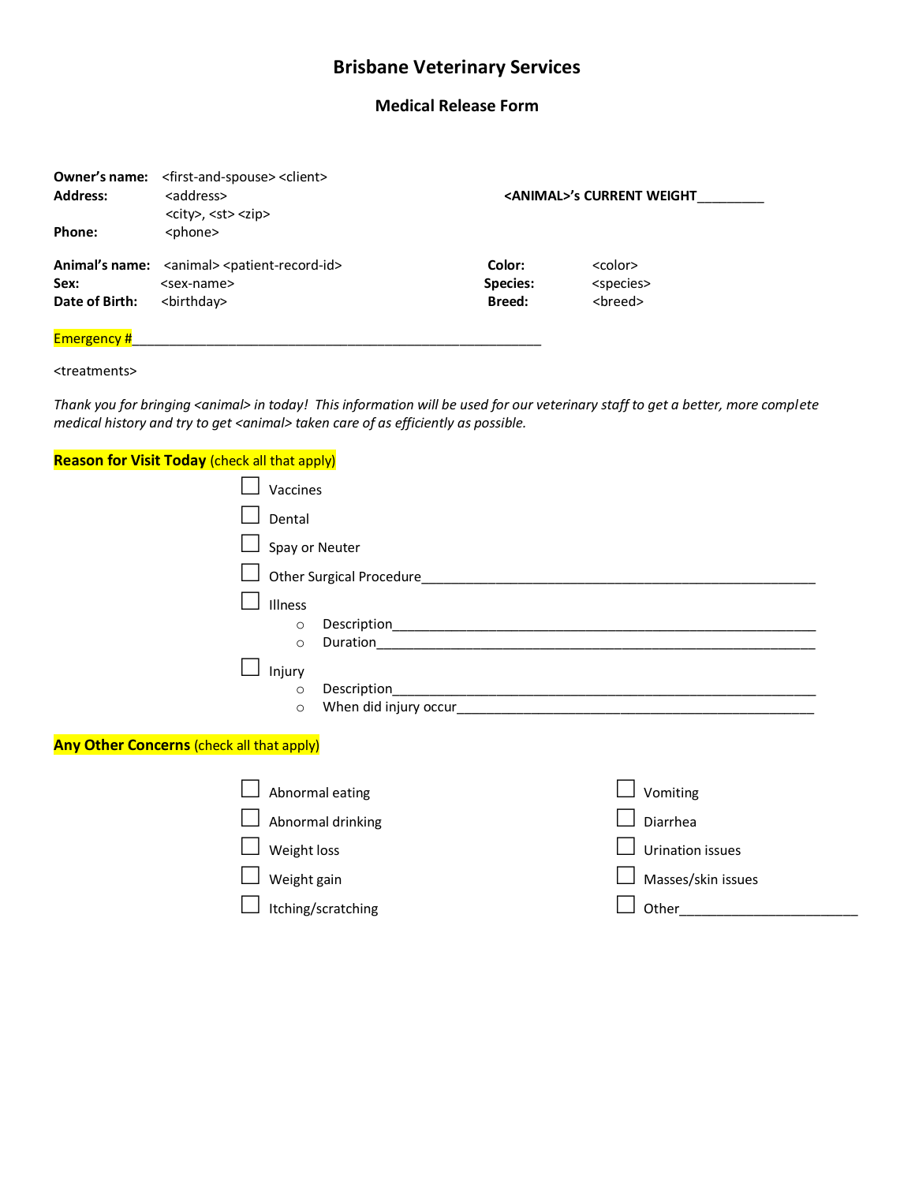# Brisbane Veterinary Services

## Medical Release Form

**Owner's name:** <first-and-spouse> <client>
**Address:** <address>
<city>, <st> <zip>
**Phone:** <phone>

**<ANIMAL>'s CURRENT WEIGHT**_________

**Animal's name:** <animal> <patient-record-id>
**Sex:** <sex-name>
**Date of Birth:** <birthday>

**Color:** <color>
**Species:** <species>
**Breed:** <breed>

Emergency #_______________________________________________________

<treatments>

*Thank you for bringing <animal> in today! This information will be used for our veterinary staff to get a better, more complete medical history and try to get <animal> taken care of as efficiently as possible.*

**Reason for Visit Today** (check all that apply)

- ☐ Vaccines
- ☐ Dental
- ☐ Spay or Neuter
- ☐ Other Surgical Procedure_______________________________________________________
- ☐ Illness
  - Description_______________________________________________________
  - Duration_______________________________________________________
- ☐ Injury
  - Description_______________________________________________________
  - When did injury occur_______________________________________________

**Any Other Concerns** (check all that apply)

- ☐ Abnormal eating
- ☐ Abnormal drinking
- ☐ Weight loss
- ☐ Weight gain
- ☐ Itching/scratching
- ☐ Vomiting
- ☐ Diarrhea
- ☐ Urination issues
- ☐ Masses/skin issues
- ☐ Other________________________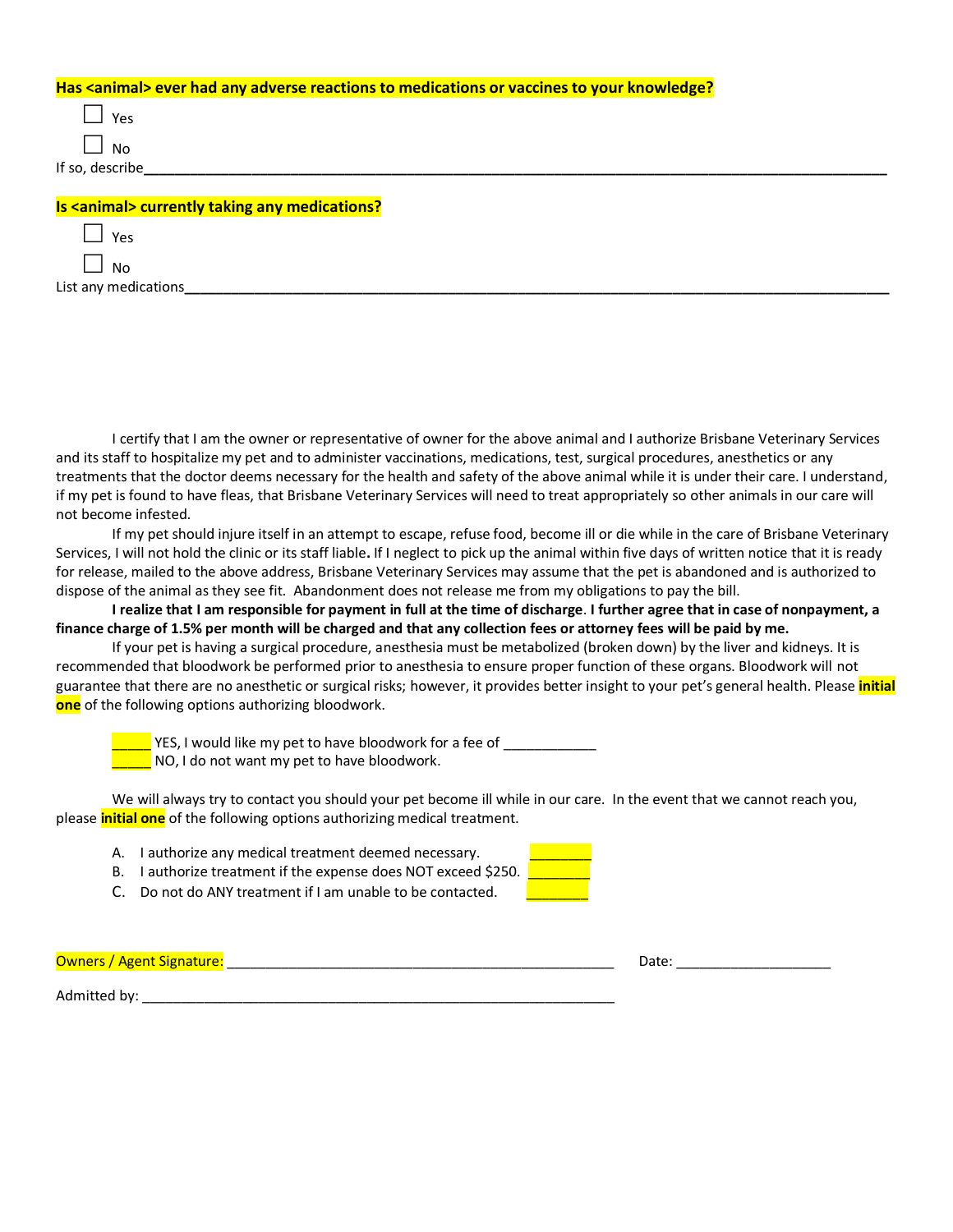**Has <animal> ever had any adverse reactions to medications or vaccines to your knowledge?**

☐ Yes

☐ No

If so, describe_____________________________________________________________________________________

**Is <animal> currently taking any medications?**

☐ Yes

☐ No

List any medications__________________________________________________________________________________

I certify that I am the owner or representative of owner for the above animal and I authorize Brisbane Veterinary Services and its staff to hospitalize my pet and to administer vaccinations, medications, test, surgical procedures, anesthetics or any treatments that the doctor deems necessary for the health and safety of the above animal while it is under their care. I understand, if my pet is found to have fleas, that Brisbane Veterinary Services will need to treat appropriately so other animals in our care will not become infested.

If my pet should injure itself in an attempt to escape, refuse food, become ill or die while in the care of Brisbane Veterinary Services, I will not hold the clinic or its staff liable**.** If I neglect to pick up the animal within five days of written notice that it is ready for release, mailed to the above address, Brisbane Veterinary Services may assume that the pet is abandoned and is authorized to dispose of the animal as they see fit. Abandonment does not release me from my obligations to pay the bill.

**I realize that I am responsible for payment in full at the time of discharge**. **I further agree that in case of nonpayment, a finance charge of 1.5% per month will be charged and that any collection fees or attorney fees will be paid by me.**

If your pet is having a surgical procedure, anesthesia must be metabolized (broken down) by the liver and kidneys. It is recommended that bloodwork be performed prior to anesthesia to ensure proper function of these organs. Bloodwork will not guarantee that there are no anesthetic or surgical risks; however, it provides better insight to your pet's general health. Please **initial one** of the following options authorizing bloodwork.

_____ YES, I would like my pet to have bloodwork for a fee of ____________

_____ NO, I do not want my pet to have bloodwork.

We will always try to contact you should your pet become ill while in our care. In the event that we cannot reach you, please **initial one** of the following options authorizing medical treatment.

A. I authorize any medical treatment deemed necessary. ________
B. I authorize treatment if the expense does NOT exceed $250. ________
C. Do not do ANY treatment if I am unable to be contacted. ________

Owners / Agent Signature: __________________________________________________ Date: ____________________

Admitted by: ______________________________________________________________